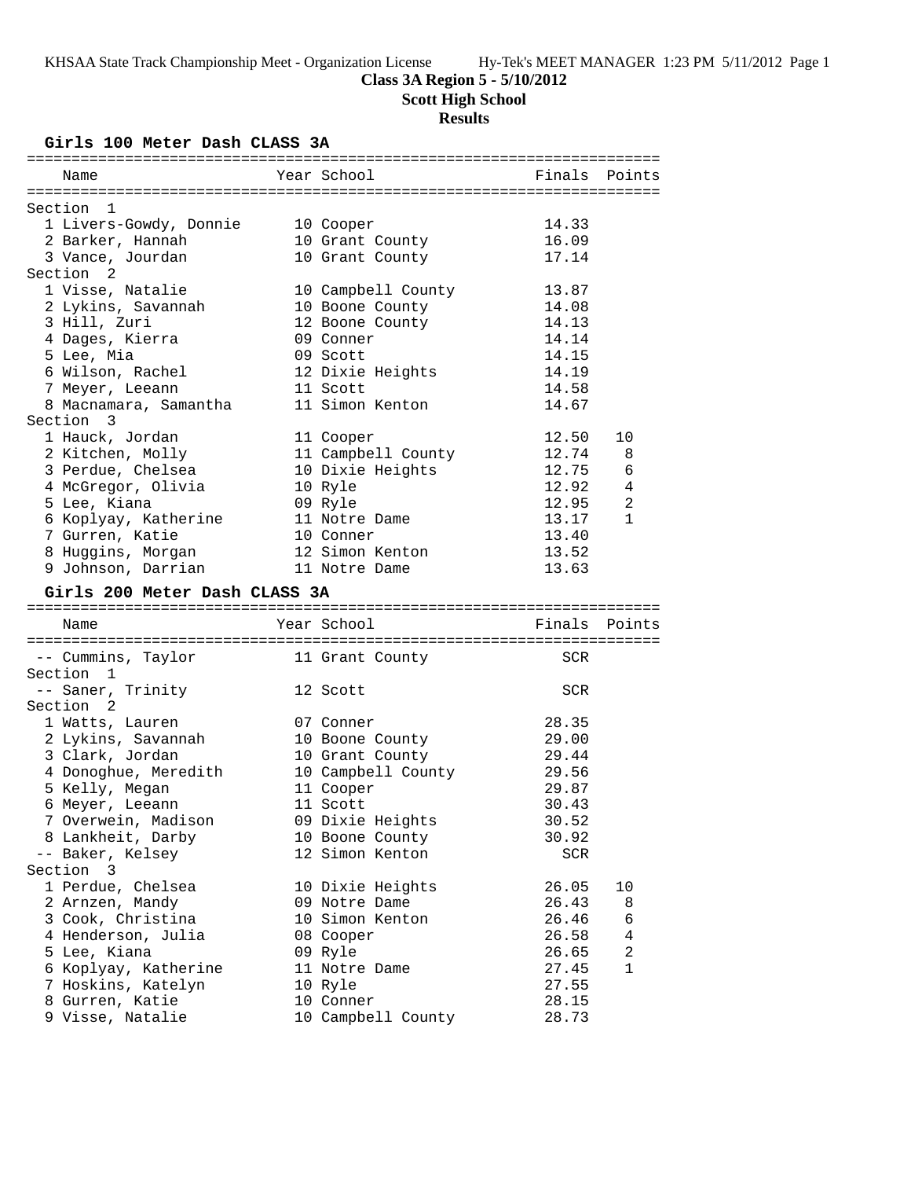**Class 3A Region 5 - 5/10/2012**

**Scott High School**

**Results**

## Girls 100 Meter Dash CLASS 3A

| Name | Year | School | Finals | Points |
|---|---|---|---|---|
| **Section 1** | | | | |
| 1 Livers-Gowdy, Donnie | 10 | Cooper | 14.33 | |
| 2 Barker, Hannah | 10 | Grant County | 16.09 | |
| 3 Vance, Jourdan | 10 | Grant County | 17.14 | |
| **Section 2** | | | | |
| 1 Visse, Natalie | 10 | Campbell County | 13.87 | |
| 2 Lykins, Savannah | 10 | Boone County | 14.08 | |
| 3 Hill, Zuri | 12 | Boone County | 14.13 | |
| 4 Dages, Kierra | 09 | Conner | 14.14 | |
| 5 Lee, Mia | 09 | Scott | 14.15 | |
| 6 Wilson, Rachel | 12 | Dixie Heights | 14.19 | |
| 7 Meyer, Leeann | 11 | Scott | 14.58 | |
| 8 Macnamara, Samantha | 11 | Simon Kenton | 14.67 | |
| **Section 3** | | | | |
| 1 Hauck, Jordan | 11 | Cooper | 12.50 | 10 |
| 2 Kitchen, Molly | 11 | Campbell County | 12.74 | 8 |
| 3 Perdue, Chelsea | 10 | Dixie Heights | 12.75 | 6 |
| 4 McGregor, Olivia | 10 | Ryle | 12.92 | 4 |
| 5 Lee, Kiana | 09 | Ryle | 12.95 | 2 |
| 6 Koplyay, Katherine | 11 | Notre Dame | 13.17 | 1 |
| 7 Gurren, Katie | 10 | Conner | 13.40 | |
| 8 Huggins, Morgan | 12 | Simon Kenton | 13.52 | |
| 9 Johnson, Darrian | 11 | Notre Dame | 13.63 | |

## Girls 200 Meter Dash CLASS 3A

| Name | Year | School | Finals | Points |
|---|---|---|---|---|
| -- Cummins, Taylor | 11 | Grant County | SCR | |
| **Section 1** | | | | |
| -- Saner, Trinity | 12 | Scott | SCR | |
| **Section 2** | | | | |
| 1 Watts, Lauren | 07 | Conner | 28.35 | |
| 2 Lykins, Savannah | 10 | Boone County | 29.00 | |
| 3 Clark, Jordan | 10 | Grant County | 29.44 | |
| 4 Donoghue, Meredith | 10 | Campbell County | 29.56 | |
| 5 Kelly, Megan | 11 | Cooper | 29.87 | |
| 6 Meyer, Leeann | 11 | Scott | 30.43 | |
| 7 Overwein, Madison | 09 | Dixie Heights | 30.52 | |
| 8 Lankheit, Darby | 10 | Boone County | 30.92 | |
| -- Baker, Kelsey | 12 | Simon Kenton | SCR | |
| **Section 3** | | | | |
| 1 Perdue, Chelsea | 10 | Dixie Heights | 26.05 | 10 |
| 2 Arnzen, Mandy | 09 | Notre Dame | 26.43 | 8 |
| 3 Cook, Christina | 10 | Simon Kenton | 26.46 | 6 |
| 4 Henderson, Julia | 08 | Cooper | 26.58 | 4 |
| 5 Lee, Kiana | 09 | Ryle | 26.65 | 2 |
| 6 Koplyay, Katherine | 11 | Notre Dame | 27.45 | 1 |
| 7 Hoskins, Katelyn | 10 | Ryle | 27.55 | |
| 8 Gurren, Katie | 10 | Conner | 28.15 | |
| 9 Visse, Natalie | 10 | Campbell County | 28.73 | |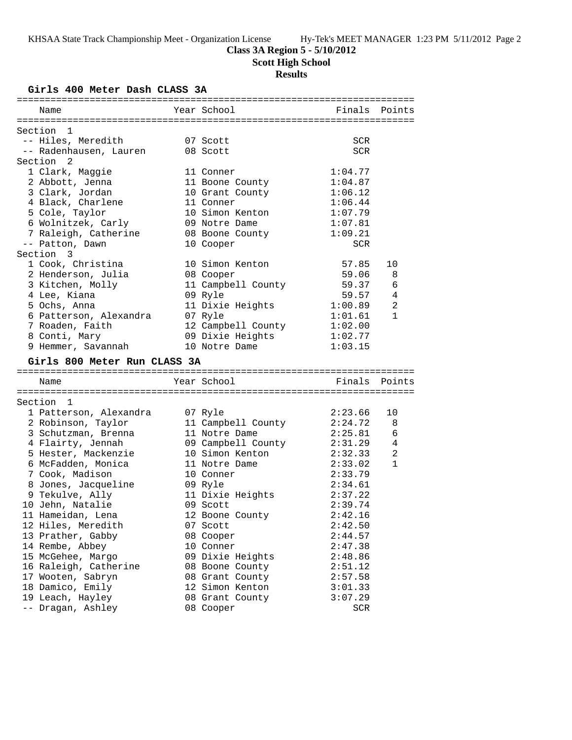**Class 3A Region 5 - 5/10/2012**
**Scott High School**
**Results**

## Girls 400 Meter Dash CLASS 3A

| Name | Year | School | Finals | Points |
|---|---|---|---|---|
| **Section 1** | | | | |
| -- Hiles, Meredith | 07 | Scott | SCR | |
| -- Radenhausen, Lauren | 08 | Scott | SCR | |
| **Section 2** | | | | |
| 1 Clark, Maggie | 11 | Conner | 1:04.77 | |
| 2 Abbott, Jenna | 11 | Boone County | 1:04.87 | |
| 3 Clark, Jordan | 10 | Grant County | 1:06.12 | |
| 4 Black, Charlene | 11 | Conner | 1:06.44 | |
| 5 Cole, Taylor | 10 | Simon Kenton | 1:07.79 | |
| 6 Wolnitzek, Carly | 09 | Notre Dame | 1:07.81 | |
| 7 Raleigh, Catherine | 08 | Boone County | 1:09.21 | |
| -- Patton, Dawn | 10 | Cooper | SCR | |
| **Section 3** | | | | |
| 1 Cook, Christina | 10 | Simon Kenton | 57.85 | 10 |
| 2 Henderson, Julia | 08 | Cooper | 59.06 | 8 |
| 3 Kitchen, Molly | 11 | Campbell County | 59.37 | 6 |
| 4 Lee, Kiana | 09 | Ryle | 59.57 | 4 |
| 5 Ochs, Anna | 11 | Dixie Heights | 1:00.89 | 2 |
| 6 Patterson, Alexandra | 07 | Ryle | 1:01.61 | 1 |
| 7 Roaden, Faith | 12 | Campbell County | 1:02.00 | |
| 8 Conti, Mary | 09 | Dixie Heights | 1:02.77 | |
| 9 Hemmer, Savannah | 10 | Notre Dame | 1:03.15 | |

## Girls 800 Meter Run CLASS 3A

| Name | Year | School | Finals | Points |
|---|---|---|---|---|
| **Section 1** | | | | |
| 1 Patterson, Alexandra | 07 | Ryle | 2:23.66 | 10 |
| 2 Robinson, Taylor | 11 | Campbell County | 2:24.72 | 8 |
| 3 Schutzman, Brenna | 11 | Notre Dame | 2:25.81 | 6 |
| 4 Flairty, Jennah | 09 | Campbell County | 2:31.29 | 4 |
| 5 Hester, Mackenzie | 10 | Simon Kenton | 2:32.33 | 2 |
| 6 McFadden, Monica | 11 | Notre Dame | 2:33.02 | 1 |
| 7 Cook, Madison | 10 | Conner | 2:33.79 | |
| 8 Jones, Jacqueline | 09 | Ryle | 2:34.61 | |
| 9 Tekulve, Ally | 11 | Dixie Heights | 2:37.22 | |
| 10 Jehn, Natalie | 09 | Scott | 2:39.74 | |
| 11 Hameidan, Lena | 12 | Boone County | 2:42.16 | |
| 12 Hiles, Meredith | 07 | Scott | 2:42.50 | |
| 13 Prather, Gabby | 08 | Cooper | 2:44.57 | |
| 14 Rembe, Abbey | 10 | Conner | 2:47.38 | |
| 15 McGehee, Margo | 09 | Dixie Heights | 2:48.86 | |
| 16 Raleigh, Catherine | 08 | Boone County | 2:51.12 | |
| 17 Wooten, Sabryn | 08 | Grant County | 2:57.58 | |
| 18 Damico, Emily | 12 | Simon Kenton | 3:01.33 | |
| 19 Leach, Hayley | 08 | Grant County | 3:07.29 | |
| -- Dragan, Ashley | 08 | Cooper | SCR | |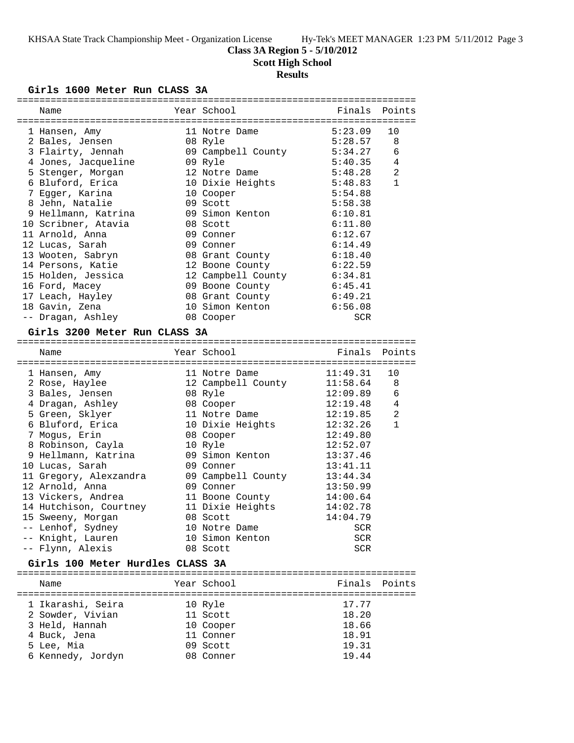**Class 3A Region 5 - 5/10/2012**

**Scott High School**

**Results**

### Girls 1600 Meter Run CLASS 3A

| | Name | Year | School | Finals | Points |
|---|---|---|---|---|---|
| 1 | Hansen, Amy | 11 | Notre Dame | 5:23.09 | 10 |
| 2 | Bales, Jensen | 08 | Ryle | 5:28.57 | 8 |
| 3 | Flairty, Jennah | 09 | Campbell County | 5:34.27 | 6 |
| 4 | Jones, Jacqueline | 09 | Ryle | 5:40.35 | 4 |
| 5 | Stenger, Morgan | 12 | Notre Dame | 5:48.28 | 2 |
| 6 | Bluford, Erica | 10 | Dixie Heights | 5:48.83 | 1 |
| 7 | Egger, Karina | 10 | Cooper | 5:54.88 | |
| 8 | Jehn, Natalie | 09 | Scott | 5:58.38 | |
| 9 | Hellmann, Katrina | 09 | Simon Kenton | 6:10.81 | |
| 10 | Scribner, Atavia | 08 | Scott | 6:11.80 | |
| 11 | Arnold, Anna | 09 | Conner | 6:12.67 | |
| 12 | Lucas, Sarah | 09 | Conner | 6:14.49 | |
| 13 | Wooten, Sabryn | 08 | Grant County | 6:18.40 | |
| 14 | Persons, Katie | 12 | Boone County | 6:22.59 | |
| 15 | Holden, Jessica | 12 | Campbell County | 6:34.81 | |
| 16 | Ford, Macey | 09 | Boone County | 6:45.41 | |
| 17 | Leach, Hayley | 08 | Grant County | 6:49.21 | |
| 18 | Gavin, Zena | 10 | Simon Kenton | 6:56.08 | |
| -- | Dragan, Ashley | 08 | Cooper | SCR | |

### Girls 3200 Meter Run CLASS 3A

| | Name | Year | School | Finals | Points |
|---|---|---|---|---|---|
| 1 | Hansen, Amy | 11 | Notre Dame | 11:49.31 | 10 |
| 2 | Rose, Haylee | 12 | Campbell County | 11:58.64 | 8 |
| 3 | Bales, Jensen | 08 | Ryle | 12:09.89 | 6 |
| 4 | Dragan, Ashley | 08 | Cooper | 12:19.48 | 4 |
| 5 | Green, Sklyer | 11 | Notre Dame | 12:19.85 | 2 |
| 6 | Bluford, Erica | 10 | Dixie Heights | 12:32.26 | 1 |
| 7 | Mogus, Erin | 08 | Cooper | 12:49.80 | |
| 8 | Robinson, Cayla | 10 | Ryle | 12:52.07 | |
| 9 | Hellmann, Katrina | 09 | Simon Kenton | 13:37.46 | |
| 10 | Lucas, Sarah | 09 | Conner | 13:41.11 | |
| 11 | Gregory, Alexzandra | 09 | Campbell County | 13:44.34 | |
| 12 | Arnold, Anna | 09 | Conner | 13:50.99 | |
| 13 | Vickers, Andrea | 11 | Boone County | 14:00.64 | |
| 14 | Hutchison, Courtney | 11 | Dixie Heights | 14:02.78 | |
| 15 | Sweeny, Morgan | 08 | Scott | 14:04.79 | |
| -- | Lenhof, Sydney | 10 | Notre Dame | SCR | |
| -- | Knight, Lauren | 10 | Simon Kenton | SCR | |
| -- | Flynn, Alexis | 08 | Scott | SCR | |

### Girls 100 Meter Hurdles CLASS 3A

| | Name | Year | School | Finals | Points |
|---|---|---|---|---|---|
| 1 | Ikarashi, Seira | 10 | Ryle | 17.77 | |
| 2 | Sowder, Vivian | 11 | Scott | 18.20 | |
| 3 | Held, Hannah | 10 | Cooper | 18.66 | |
| 4 | Buck, Jena | 11 | Conner | 18.91 | |
| 5 | Lee, Mia | 09 | Scott | 19.31 | |
| 6 | Kennedy, Jordyn | 08 | Conner | 19.44 | |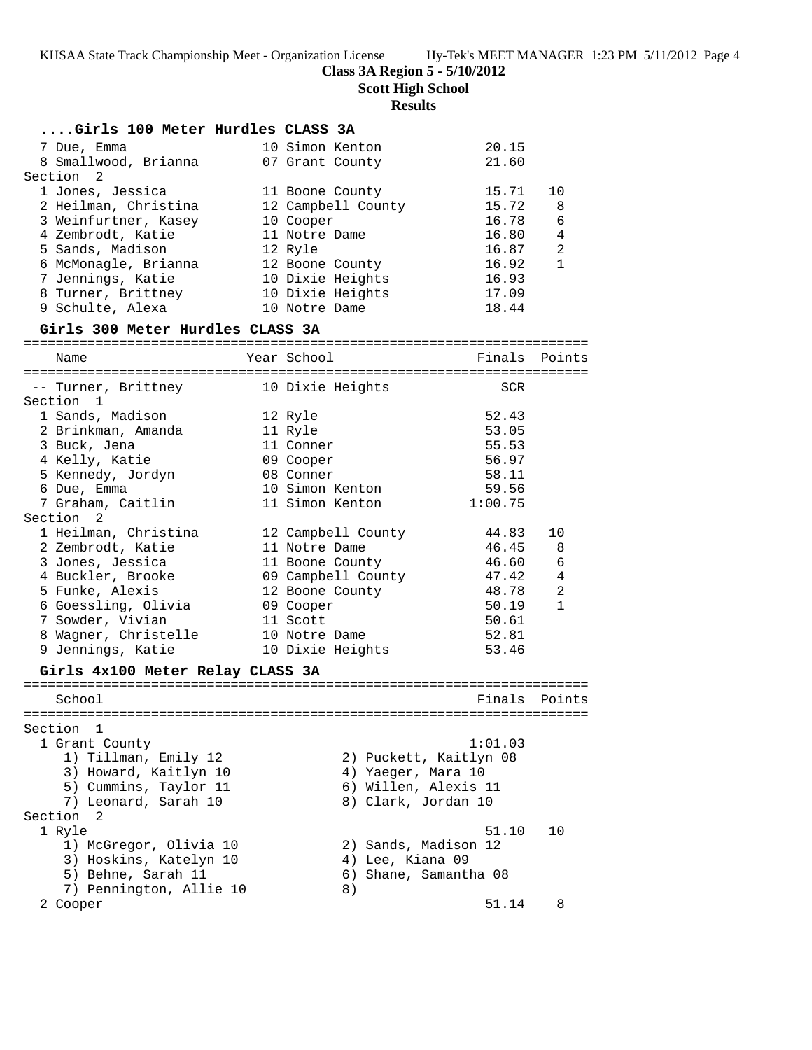**Class 3A Region 5 - 5/10/2012**

**Scott High School**

**Results**

## ....Girls 100 Meter Hurdles CLASS 3A

| Name | Year School | Finals | Points |
|---|---|---|---|
| 7 Due, Emma | 10 Simon Kenton | 20.15 | |
| 8 Smallwood, Brianna | 07 Grant County | 21.60 | |
| **Section 2** | | | |
| 1 Jones, Jessica | 11 Boone County | 15.71 | 10 |
| 2 Heilman, Christina | 12 Campbell County | 15.72 | 8 |
| 3 Weinfurtner, Kasey | 10 Cooper | 16.78 | 6 |
| 4 Zembrodt, Katie | 11 Notre Dame | 16.80 | 4 |
| 5 Sands, Madison | 12 Ryle | 16.87 | 2 |
| 6 McMonagle, Brianna | 12 Boone County | 16.92 | 1 |
| 7 Jennings, Katie | 10 Dixie Heights | 16.93 | |
| 8 Turner, Brittney | 10 Dixie Heights | 17.09 | |
| 9 Schulte, Alexa | 10 Notre Dame | 18.44 | |

## Girls 300 Meter Hurdles CLASS 3A

| Name | Year School | Finals | Points |
|---|---|---|---|
| -- Turner, Brittney | 10 Dixie Heights | SCR | |
| **Section 1** | | | |
| 1 Sands, Madison | 12 Ryle | 52.43 | |
| 2 Brinkman, Amanda | 11 Ryle | 53.05 | |
| 3 Buck, Jena | 11 Conner | 55.53 | |
| 4 Kelly, Katie | 09 Cooper | 56.97 | |
| 5 Kennedy, Jordyn | 08 Conner | 58.11 | |
| 6 Due, Emma | 10 Simon Kenton | 59.56 | |
| 7 Graham, Caitlin | 11 Simon Kenton | 1:00.75 | |
| **Section 2** | | | |
| 1 Heilman, Christina | 12 Campbell County | 44.83 | 10 |
| 2 Zembrodt, Katie | 11 Notre Dame | 46.45 | 8 |
| 3 Jones, Jessica | 11 Boone County | 46.60 | 6 |
| 4 Buckler, Brooke | 09 Campbell County | 47.42 | 4 |
| 5 Funke, Alexis | 12 Boone County | 48.78 | 2 |
| 6 Goessling, Olivia | 09 Cooper | 50.19 | 1 |
| 7 Sowder, Vivian | 11 Scott | 50.61 | |
| 8 Wagner, Christelle | 10 Notre Dame | 52.81 | |
| 9 Jennings, Katie | 10 Dixie Heights | 53.46 | |

## Girls 4x100 Meter Relay CLASS 3A

| School | Finals | Points |
|---|---|---|
| **Section 1** | | |
| 1 Grant County | 1:01.03 | |
| 1) Tillman, Emily 12; 2) Puckett, Kaitlyn 08; 3) Howard, Kaitlyn 10; 4) Yaeger, Mara 10; 5) Cummins, Taylor 11; 6) Willen, Alexis 11; 7) Leonard, Sarah 10; 8) Clark, Jordan 10 | | |
| **Section 2** | | |
| 1 Ryle | 51.10 | 10 |
| 1) McGregor, Olivia 10; 2) Sands, Madison 12; 3) Hoskins, Katelyn 10; 4) Lee, Kiana 09; 5) Behne, Sarah 11; 6) Shane, Samantha 08; 7) Pennington, Allie 10; 8) | | |
| 2 Cooper | 51.14 | 8 |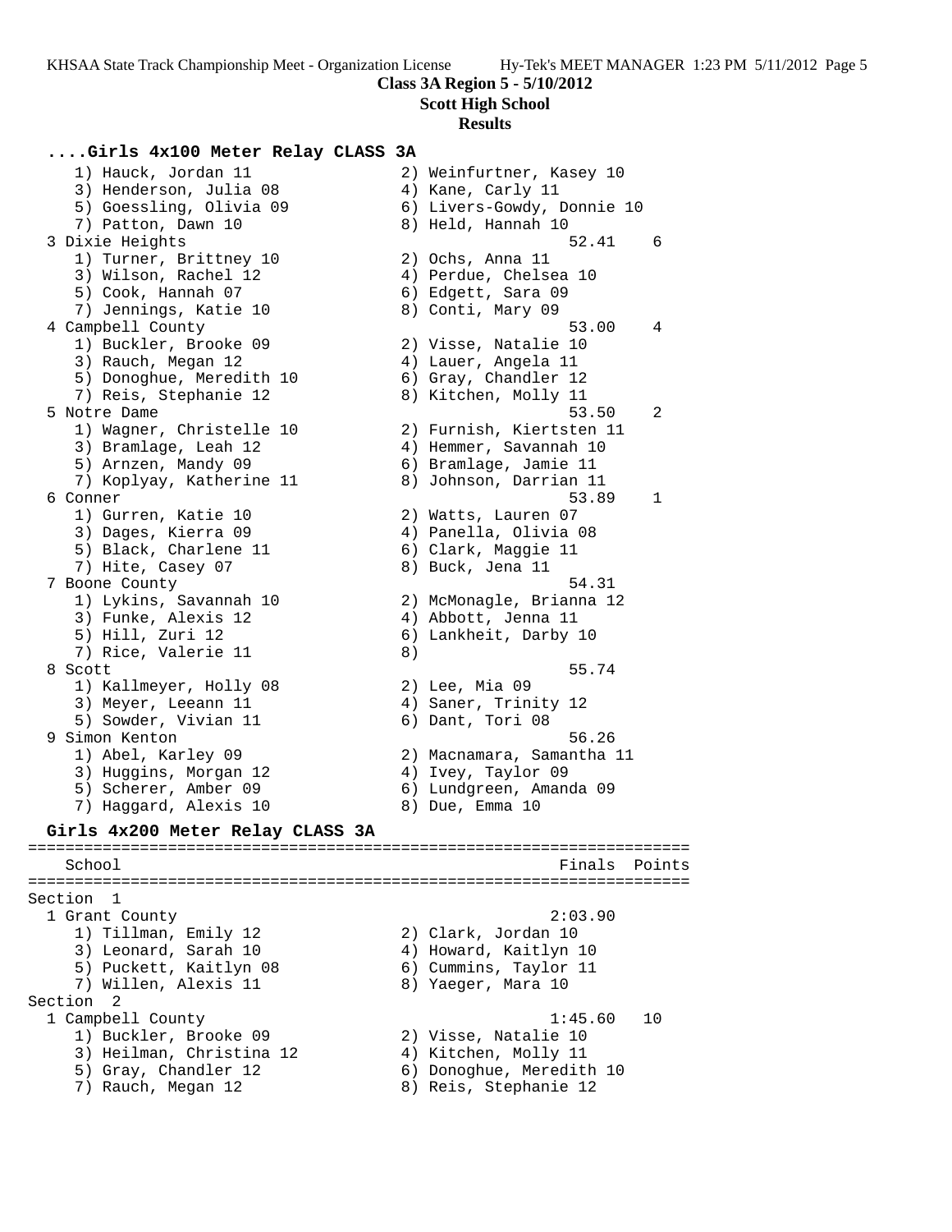**Class 3A Region 5 - 5/10/2012**
**Scott High School**
**Results**

### ....Girls 4x100 Meter Relay CLASS 3A

```
    1) Hauck, Jordan 11                2) Weinfurtner, Kasey 10
    3) Henderson, Julia 08             4) Kane, Carly 11
    5) Goessling, Olivia 09            6) Livers-Gowdy, Donnie 10
    7) Patton, Dawn 10                 8) Held, Hannah 10
  3 Dixie Heights                                    52.41    6
    1) Turner, Brittney 10             2) Ochs, Anna 11
    3) Wilson, Rachel 12               4) Perdue, Chelsea 10
    5) Cook, Hannah 07                 6) Edgett, Sara 09
    7) Jennings, Katie 10              8) Conti, Mary 09
  4 Campbell County                                  53.00    4
    1) Buckler, Brooke 09              2) Visse, Natalie 10
    3) Rauch, Megan 12                 4) Lauer, Angela 11
    5) Donoghue, Meredith 10           6) Gray, Chandler 12
    7) Reis, Stephanie 12              8) Kitchen, Molly 11
  5 Notre Dame                                       53.50    2
    1) Wagner, Christelle 10           2) Furnish, Kiertsten 11
    3) Bramlage, Leah 12               4) Hemmer, Savannah 10
    5) Arnzen, Mandy 09                6) Bramlage, Jamie 11
    7) Koplyay, Katherine 11           8) Johnson, Darrian 11
  6 Conner                                           53.89    1
    1) Gurren, Katie 10                2) Watts, Lauren 07
    3) Dages, Kierra 09                4) Panella, Olivia 08
    5) Black, Charlene 11              6) Clark, Maggie 11
    7) Hite, Casey 07                  8) Buck, Jena 11
  7 Boone County                                     54.31
    1) Lykins, Savannah 10             2) McMonagle, Brianna 12
    3) Funke, Alexis 12                4) Abbott, Jenna 11
    5) Hill, Zuri 12                   6) Lankheit, Darby 10
    7) Rice, Valerie 11                8)
  8 Scott                                            55.74
    1) Kallmeyer, Holly 08             2) Lee, Mia 09
    3) Meyer, Leeann 11                4) Saner, Trinity 12
    5) Sowder, Vivian 11               6) Dant, Tori 08
  9 Simon Kenton                                     56.26
    1) Abel, Karley 09                 2) Macnamara, Samantha 11
    3) Huggins, Morgan 12              4) Ivey, Taylor 09
    5) Scherer, Amber 09               6) Lundgreen, Amanda 09
    7) Haggard, Alexis 10              8) Due, Emma 10
```

### Girls 4x200 Meter Relay CLASS 3A

```
=======================================================================
    School                                            Finals  Points
=======================================================================
Section  1
  1 Grant County                                   2:03.90
    1) Tillman, Emily 12               2) Clark, Jordan 10
    3) Leonard, Sarah 10               4) Howard, Kaitlyn 10
    5) Puckett, Kaitlyn 08             6) Cummins, Taylor 11
    7) Willen, Alexis 11               8) Yaeger, Mara 10
Section  2
  1 Campbell County                                1:45.60   10
    1) Buckler, Brooke 09              2) Visse, Natalie 10
    3) Heilman, Christina 12           4) Kitchen, Molly 11
    5) Gray, Chandler 12               6) Donoghue, Meredith 10
    7) Rauch, Megan 12                 8) Reis, Stephanie 12
```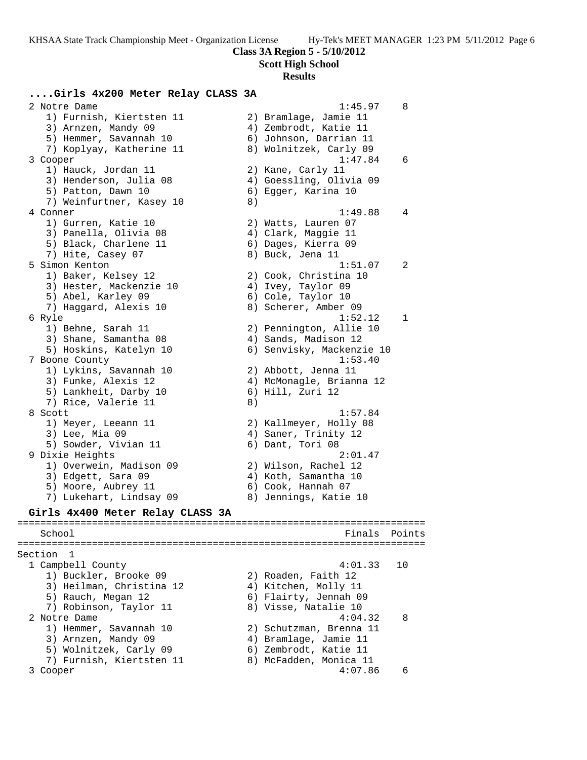Class 3A Region 5 - 5/10/2012

Scott High School

Results

### ....Girls 4x200 Meter Relay CLASS 3A

```
  2 Notre Dame                                          1:45.97    8
     1) Furnish, Kiertsten 11          2) Bramlage, Jamie 11
     3) Arnzen, Mandy 09               4) Zembrodt, Katie 11
     5) Hemmer, Savannah 10            6) Johnson, Darrian 11
     7) Koplyay, Katherine 11          8) Wolnitzek, Carly 09
  3 Cooper                                              1:47.84    6
     1) Hauck, Jordan 11               2) Kane, Carly 11
     3) Henderson, Julia 08            4) Goessling, Olivia 09
     5) Patton, Dawn 10                6) Egger, Karina 10
     7) Weinfurtner, Kasey 10          8)
  4 Conner                                              1:49.88    4
     1) Gurren, Katie 10               2) Watts, Lauren 07
     3) Panella, Olivia 08             4) Clark, Maggie 11
     5) Black, Charlene 11             6) Dages, Kierra 09
     7) Hite, Casey 07                 8) Buck, Jena 11
  5 Simon Kenton                                        1:51.07    2
     1) Baker, Kelsey 12               2) Cook, Christina 10
     3) Hester, Mackenzie 10           4) Ivey, Taylor 09
     5) Abel, Karley 09                6) Cole, Taylor 10
     7) Haggard, Alexis 10             8) Scherer, Amber 09
  6 Ryle                                                1:52.12    1
     1) Behne, Sarah 11                2) Pennington, Allie 10
     3) Shane, Samantha 08             4) Sands, Madison 12
     5) Hoskins, Katelyn 10            6) Senvisky, Mackenzie 10
  7 Boone County                                        1:53.40
     1) Lykins, Savannah 10            2) Abbott, Jenna 11
     3) Funke, Alexis 12               4) McMonagle, Brianna 12
     5) Lankheit, Darby 10             6) Hill, Zuri 12
     7) Rice, Valerie 11               8)
  8 Scott                                               1:57.84
     1) Meyer, Leeann 11               2) Kallmeyer, Holly 08
     3) Lee, Mia 09                    4) Saner, Trinity 12
     5) Sowder, Vivian 11              6) Dant, Tori 08
  9 Dixie Heights                                       2:01.47
     1) Overwein, Madison 09           2) Wilson, Rachel 12
     3) Edgett, Sara 09                4) Koth, Samantha 10
     5) Moore, Aubrey 11               6) Cook, Hannah 07
     7) Lukehart, Lindsay 09           8) Jennings, Katie 10
```

### Girls 4x400 Meter Relay CLASS 3A

```
=======================================================================
   School                                               Finals  Points
=======================================================================
Section  1
  1 Campbell County                                     4:01.33   10
     1) Buckler, Brooke 09             2) Roaden, Faith 12
     3) Heilman, Christina 12          4) Kitchen, Molly 11
     5) Rauch, Megan 12                6) Flairty, Jennah 09
     7) Robinson, Taylor 11            8) Visse, Natalie 10
  2 Notre Dame                                          4:04.32    8
     1) Hemmer, Savannah 10            2) Schutzman, Brenna 11
     3) Arnzen, Mandy 09               4) Bramlage, Jamie 11
     5) Wolnitzek, Carly 09            6) Zembrodt, Katie 11
     7) Furnish, Kiertsten 11          8) McFadden, Monica 11
  3 Cooper                                              4:07.86    6
```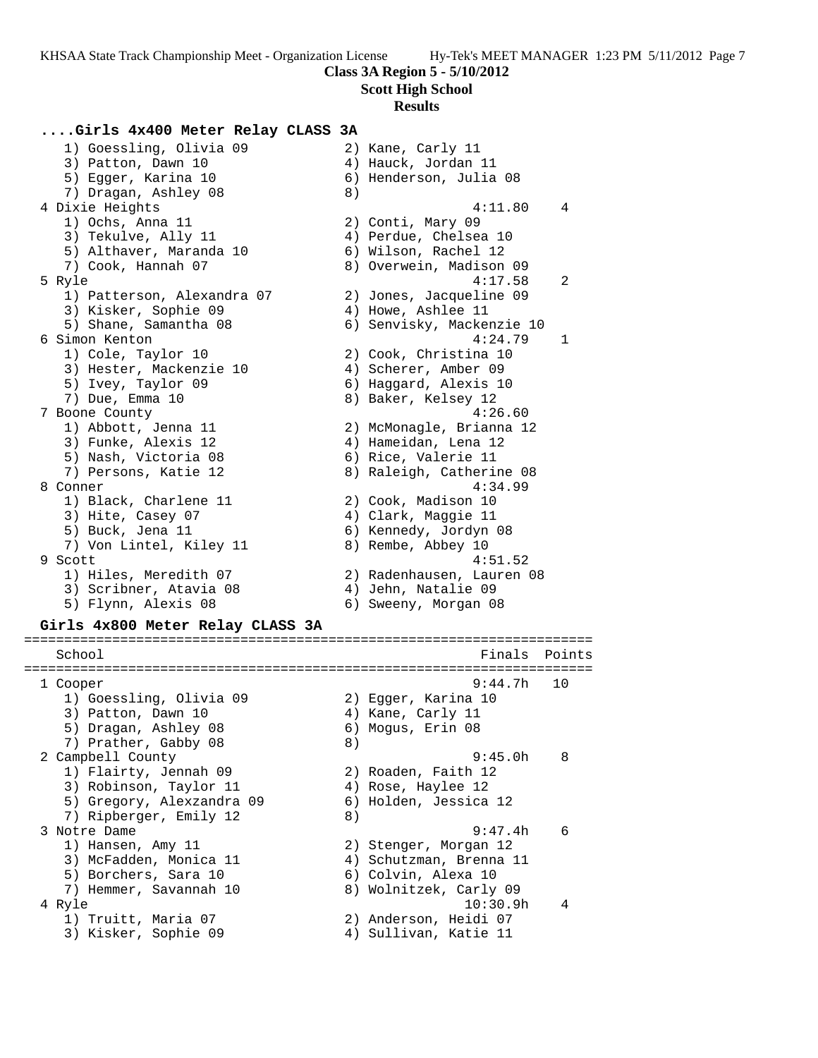**Class 3A Region 5 - 5/10/2012**

**Scott High School**

**Results**

### ....Girls 4x400 Meter Relay CLASS 3A

```
   1) Goessling, Olivia 09            2) Kane, Carly 11
   3) Patton, Dawn 10                 4) Hauck, Jordan 11
   5) Egger, Karina 10                6) Henderson, Julia 08
   7) Dragan, Ashley 08               8)
 4 Dixie Heights                                   4:11.80    4
   1) Ochs, Anna 11                   2) Conti, Mary 09
   3) Tekulve, Ally 11                4) Perdue, Chelsea 10
   5) Althaver, Maranda 10            6) Wilson, Rachel 12
   7) Cook, Hannah 07                 8) Overwein, Madison 09
 5 Ryle                                            4:17.58    2
   1) Patterson, Alexandra 07         2) Jones, Jacqueline 09
   3) Kisker, Sophie 09               4) Howe, Ashlee 11
   5) Shane, Samantha 08              6) Senvisky, Mackenzie 10
 6 Simon Kenton                                    4:24.79    1
   1) Cole, Taylor 10                 2) Cook, Christina 10
   3) Hester, Mackenzie 10            4) Scherer, Amber 09
   5) Ivey, Taylor 09                 6) Haggard, Alexis 10
   7) Due, Emma 10                    8) Baker, Kelsey 12
 7 Boone County                                    4:26.60
   1) Abbott, Jenna 11                2) McMonagle, Brianna 12
   3) Funke, Alexis 12                4) Hameidan, Lena 12
   5) Nash, Victoria 08               6) Rice, Valerie 11
   7) Persons, Katie 12               8) Raleigh, Catherine 08
 8 Conner                                          4:34.99
   1) Black, Charlene 11              2) Cook, Madison 10
   3) Hite, Casey 07                  4) Clark, Maggie 11
   5) Buck, Jena 11                   6) Kennedy, Jordyn 08
   7) Von Lintel, Kiley 11            8) Rembe, Abbey 10
 9 Scott                                           4:51.52
   1) Hiles, Meredith 07              2) Radenhausen, Lauren 08
   3) Scribner, Atavia 08             4) Jehn, Natalie 09
   5) Flynn, Alexis 08                6) Sweeny, Morgan 08
```

### Girls 4x800 Meter Relay CLASS 3A

```
=======================================================================
    School                                               Finals  Points
=======================================================================
  1 Cooper                                              9:44.7h   10
     1) Goessling, Olivia 09            2) Egger, Karina 10
     3) Patton, Dawn 10                 4) Kane, Carly 11
     5) Dragan, Ashley 08               6) Mogus, Erin 08
     7) Prather, Gabby 08               8)
  2 Campbell County                                     9:45.0h    8
     1) Flairty, Jennah 09              2) Roaden, Faith 12
     3) Robinson, Taylor 11             4) Rose, Haylee 12
     5) Gregory, Alexzandra 09          6) Holden, Jessica 12
     7) Ripberger, Emily 12             8)
  3 Notre Dame                                          9:47.4h    6
     1) Hansen, Amy 11                  2) Stenger, Morgan 12
     3) McFadden, Monica 11             4) Schutzman, Brenna 11
     5) Borchers, Sara 10               6) Colvin, Alexa 10
     7) Hemmer, Savannah 10             8) Wolnitzek, Carly 09
  4 Ryle                                               10:30.9h    4
     1) Truitt, Maria 07                2) Anderson, Heidi 07
     3) Kisker, Sophie 09               4) Sullivan, Katie 11
```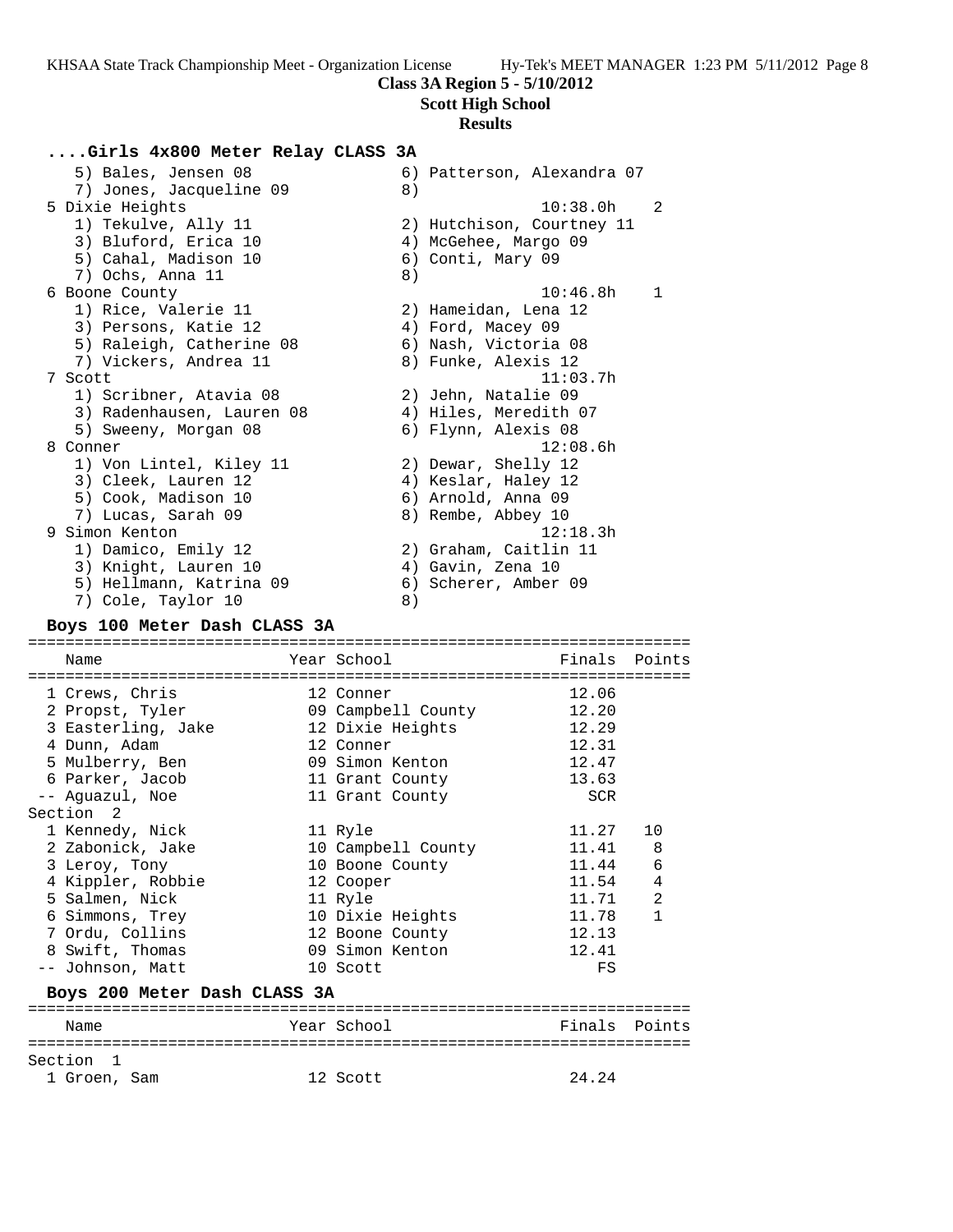**Class 3A Region 5 - 5/10/2012**

**Scott High School**

**Results**

### ....Girls 4x800 Meter Relay CLASS 3A

```
    5) Bales, Jensen 08               6) Patterson, Alexandra 07
    7) Jones, Jacqueline 09           8)
  5 Dixie Heights                                 10:38.0h    2
    1) Tekulve, Ally 11               2) Hutchison, Courtney 11
    3) Bluford, Erica 10              4) McGehee, Margo 09
    5) Cahal, Madison 10              6) Conti, Mary 09
    7) Ochs, Anna 11                  8)
  6 Boone County                                  10:46.8h    1
    1) Rice, Valerie 11               2) Hameidan, Lena 12
    3) Persons, Katie 12              4) Ford, Macey 09
    5) Raleigh, Catherine 08          6) Nash, Victoria 08
    7) Vickers, Andrea 11             8) Funke, Alexis 12
  7 Scott                                         11:03.7h
    1) Scribner, Atavia 08            2) Jehn, Natalie 09
    3) Radenhausen, Lauren 08         4) Hiles, Meredith 07
    5) Sweeny, Morgan 08              6) Flynn, Alexis 08
  8 Conner                                        12:08.6h
    1) Von Lintel, Kiley 11           2) Dewar, Shelly 12
    3) Cleek, Lauren 12               4) Keslar, Haley 12
    5) Cook, Madison 10               6) Arnold, Anna 09
    7) Lucas, Sarah 09                8) Rembe, Abbey 10
  9 Simon Kenton                                  12:18.3h
    1) Damico, Emily 12               2) Graham, Caitlin 11
    3) Knight, Lauren 10              4) Gavin, Zena 10
    5) Hellmann, Katrina 09           6) Scherer, Amber 09
    7) Cole, Taylor 10                8)
```

### Boys 100 Meter Dash CLASS 3A

```
=======================================================================
    Name                    Year School                  Finals  Points
=======================================================================
  1 Crews, Chris            12 Conner                    12.06
  2 Propst, Tyler           09 Campbell County           12.20
  3 Easterling, Jake        12 Dixie Heights             12.29
  4 Dunn, Adam              12 Conner                    12.31
  5 Mulberry, Ben           09 Simon Kenton              12.47
  6 Parker, Jacob           11 Grant County              13.63
 -- Aguazul, Noe            11 Grant County                SCR
Section  2
  1 Kennedy, Nick           11 Ryle                      11.27   10
  2 Zabonick, Jake          10 Campbell County           11.41    8
  3 Leroy, Tony             10 Boone County              11.44    6
  4 Kippler, Robbie         12 Cooper                    11.54    4
  5 Salmen, Nick            11 Ryle                      11.71    2
  6 Simmons, Trey           10 Dixie Heights             11.78    1
  7 Ordu, Collins           12 Boone County              12.13
  8 Swift, Thomas           09 Simon Kenton              12.41
 -- Johnson, Matt           10 Scott                        FS
```

### Boys 200 Meter Dash CLASS 3A

```
=======================================================================
    Name                    Year School                  Finals  Points
=======================================================================
Section  1
  1 Groen, Sam              12 Scott                     24.24
```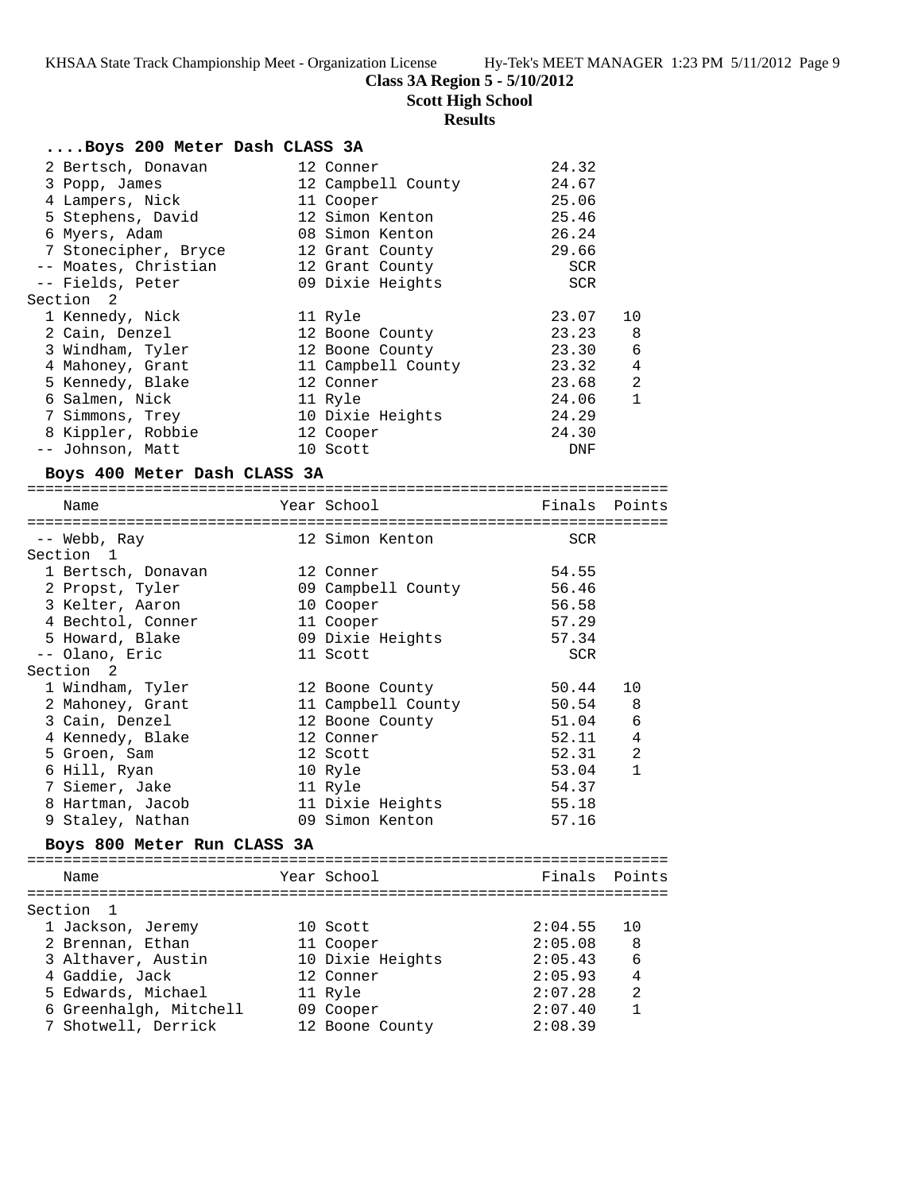**Class 3A Region 5 - 5/10/2012**

**Scott High School**

**Results**

### ....Boys 200 Meter Dash CLASS 3A

| Name | Year | School | Finals | Points |
|---|---|---|---|---|
| 2 Bertsch, Donavan | 12 | Conner | 24.32 | |
| 3 Popp, James | 12 | Campbell County | 24.67 | |
| 4 Lampers, Nick | 11 | Cooper | 25.06 | |
| 5 Stephens, David | 12 | Simon Kenton | 25.46 | |
| 6 Myers, Adam | 08 | Simon Kenton | 26.24 | |
| 7 Stonecipher, Bryce | 12 | Grant County | 29.66 | |
| -- Moates, Christian | 12 | Grant County | SCR | |
| -- Fields, Peter | 09 | Dixie Heights | SCR | |
| **Section 2** | | | | |
| 1 Kennedy, Nick | 11 | Ryle | 23.07 | 10 |
| 2 Cain, Denzel | 12 | Boone County | 23.23 | 8 |
| 3 Windham, Tyler | 12 | Boone County | 23.30 | 6 |
| 4 Mahoney, Grant | 11 | Campbell County | 23.32 | 4 |
| 5 Kennedy, Blake | 12 | Conner | 23.68 | 2 |
| 6 Salmen, Nick | 11 | Ryle | 24.06 | 1 |
| 7 Simmons, Trey | 10 | Dixie Heights | 24.29 | |
| 8 Kippler, Robbie | 12 | Cooper | 24.30 | |
| -- Johnson, Matt | 10 | Scott | DNF | |

### Boys 400 Meter Dash CLASS 3A

| Name | Year | School | Finals | Points |
|---|---|---|---|---|
| -- Webb, Ray | 12 | Simon Kenton | SCR | |
| **Section 1** | | | | |
| 1 Bertsch, Donavan | 12 | Conner | 54.55 | |
| 2 Propst, Tyler | 09 | Campbell County | 56.46 | |
| 3 Kelter, Aaron | 10 | Cooper | 56.58 | |
| 4 Bechtol, Conner | 11 | Cooper | 57.29 | |
| 5 Howard, Blake | 09 | Dixie Heights | 57.34 | |
| -- Olano, Eric | 11 | Scott | SCR | |
| **Section 2** | | | | |
| 1 Windham, Tyler | 12 | Boone County | 50.44 | 10 |
| 2 Mahoney, Grant | 11 | Campbell County | 50.54 | 8 |
| 3 Cain, Denzel | 12 | Boone County | 51.04 | 6 |
| 4 Kennedy, Blake | 12 | Conner | 52.11 | 4 |
| 5 Groen, Sam | 12 | Scott | 52.31 | 2 |
| 6 Hill, Ryan | 10 | Ryle | 53.04 | 1 |
| 7 Siemer, Jake | 11 | Ryle | 54.37 | |
| 8 Hartman, Jacob | 11 | Dixie Heights | 55.18 | |
| 9 Staley, Nathan | 09 | Simon Kenton | 57.16 | |

### Boys 800 Meter Run CLASS 3A

| Name | Year | School | Finals | Points |
|---|---|---|---|---|
| **Section 1** | | | | |
| 1 Jackson, Jeremy | 10 | Scott | 2:04.55 | 10 |
| 2 Brennan, Ethan | 11 | Cooper | 2:05.08 | 8 |
| 3 Althaver, Austin | 10 | Dixie Heights | 2:05.43 | 6 |
| 4 Gaddie, Jack | 12 | Conner | 2:05.93 | 4 |
| 5 Edwards, Michael | 11 | Ryle | 2:07.28 | 2 |
| 6 Greenhalgh, Mitchell | 09 | Cooper | 2:07.40 | 1 |
| 7 Shotwell, Derrick | 12 | Boone County | 2:08.39 | |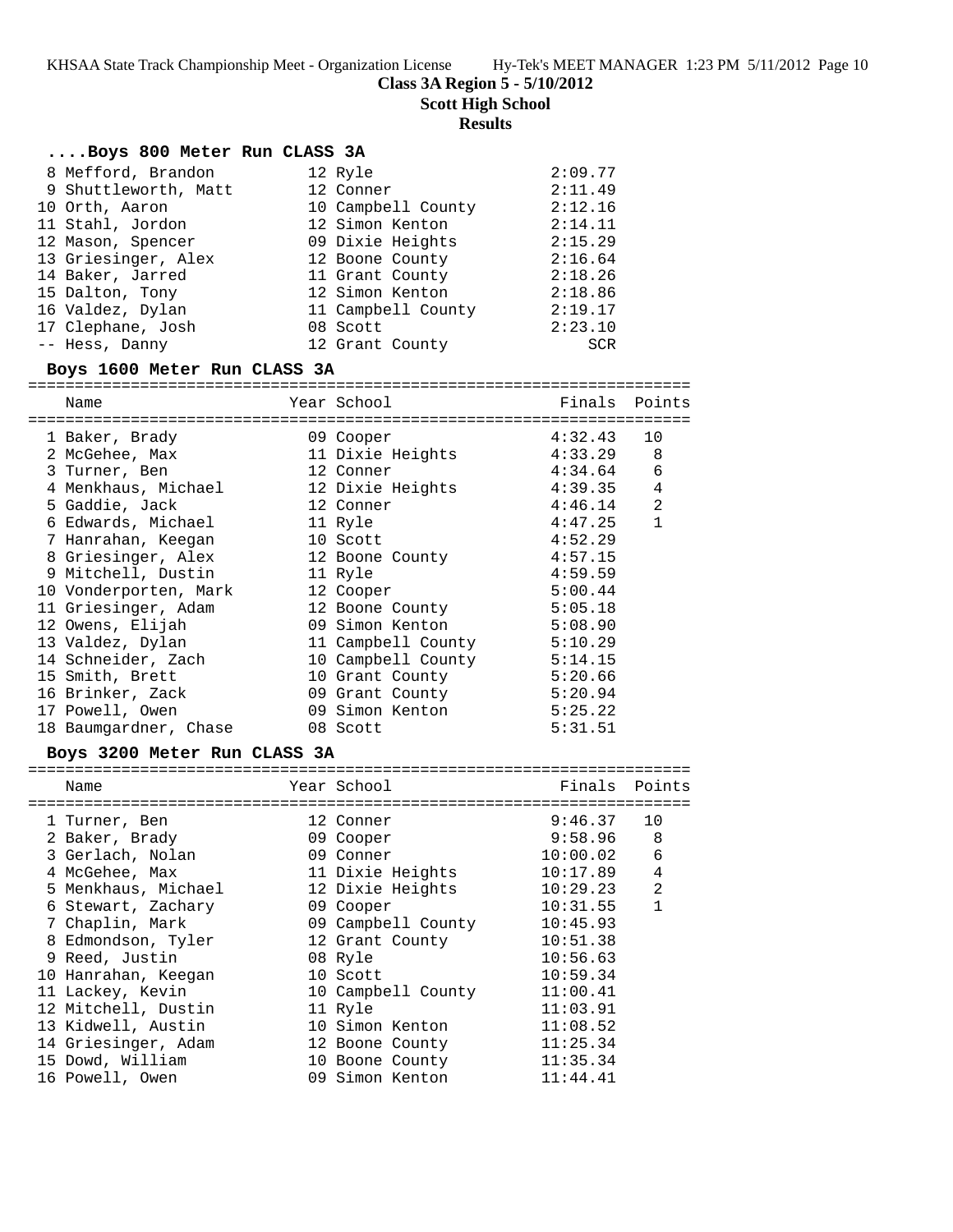**Class 3A Region 5 - 5/10/2012**
**Scott High School**
**Results**

### ....Boys 800 Meter Run CLASS 3A

| Place | Name | Year | School | Finals |
|---|---|---|---|---|
| 8 | Mefford, Brandon | 12 | Ryle | 2:09.77 |
| 9 | Shuttleworth, Matt | 12 | Conner | 2:11.49 |
| 10 | Orth, Aaron | 10 | Campbell County | 2:12.16 |
| 11 | Stahl, Jordon | 12 | Simon Kenton | 2:14.11 |
| 12 | Mason, Spencer | 09 | Dixie Heights | 2:15.29 |
| 13 | Griesinger, Alex | 12 | Boone County | 2:16.64 |
| 14 | Baker, Jarred | 11 | Grant County | 2:18.26 |
| 15 | Dalton, Tony | 12 | Simon Kenton | 2:18.86 |
| 16 | Valdez, Dylan | 11 | Campbell County | 2:19.17 |
| 17 | Clephane, Josh | 08 | Scott | 2:23.10 |
| -- | Hess, Danny | 12 | Grant County | SCR |

### Boys 1600 Meter Run CLASS 3A

| Place | Name | Year | School | Finals | Points |
|---|---|---|---|---|---|
| 1 | Baker, Brady | 09 | Cooper | 4:32.43 | 10 |
| 2 | McGehee, Max | 11 | Dixie Heights | 4:33.29 | 8 |
| 3 | Turner, Ben | 12 | Conner | 4:34.64 | 6 |
| 4 | Menkhaus, Michael | 12 | Dixie Heights | 4:39.35 | 4 |
| 5 | Gaddie, Jack | 12 | Conner | 4:46.14 | 2 |
| 6 | Edwards, Michael | 11 | Ryle | 4:47.25 | 1 |
| 7 | Hanrahan, Keegan | 10 | Scott | 4:52.29 | |
| 8 | Griesinger, Alex | 12 | Boone County | 4:57.15 | |
| 9 | Mitchell, Dustin | 11 | Ryle | 4:59.59 | |
| 10 | Vonderporten, Mark | 12 | Cooper | 5:00.44 | |
| 11 | Griesinger, Adam | 12 | Boone County | 5:05.18 | |
| 12 | Owens, Elijah | 09 | Simon Kenton | 5:08.90 | |
| 13 | Valdez, Dylan | 11 | Campbell County | 5:10.29 | |
| 14 | Schneider, Zach | 10 | Campbell County | 5:14.15 | |
| 15 | Smith, Brett | 10 | Grant County | 5:20.66 | |
| 16 | Brinker, Zack | 09 | Grant County | 5:20.94 | |
| 17 | Powell, Owen | 09 | Simon Kenton | 5:25.22 | |
| 18 | Baumgardner, Chase | 08 | Scott | 5:31.51 | |

### Boys 3200 Meter Run CLASS 3A

| Place | Name | Year | School | Finals | Points |
|---|---|---|---|---|---|
| 1 | Turner, Ben | 12 | Conner | 9:46.37 | 10 |
| 2 | Baker, Brady | 09 | Cooper | 9:58.96 | 8 |
| 3 | Gerlach, Nolan | 09 | Conner | 10:00.02 | 6 |
| 4 | McGehee, Max | 11 | Dixie Heights | 10:17.89 | 4 |
| 5 | Menkhaus, Michael | 12 | Dixie Heights | 10:29.23 | 2 |
| 6 | Stewart, Zachary | 09 | Cooper | 10:31.55 | 1 |
| 7 | Chaplin, Mark | 09 | Campbell County | 10:45.93 | |
| 8 | Edmondson, Tyler | 12 | Grant County | 10:51.38 | |
| 9 | Reed, Justin | 08 | Ryle | 10:56.63 | |
| 10 | Hanrahan, Keegan | 10 | Scott | 10:59.34 | |
| 11 | Lackey, Kevin | 10 | Campbell County | 11:00.41 | |
| 12 | Mitchell, Dustin | 11 | Ryle | 11:03.91 | |
| 13 | Kidwell, Austin | 10 | Simon Kenton | 11:08.52 | |
| 14 | Griesinger, Adam | 12 | Boone County | 11:25.34 | |
| 15 | Dowd, William | 10 | Boone County | 11:35.34 | |
| 16 | Powell, Owen | 09 | Simon Kenton | 11:44.41 | |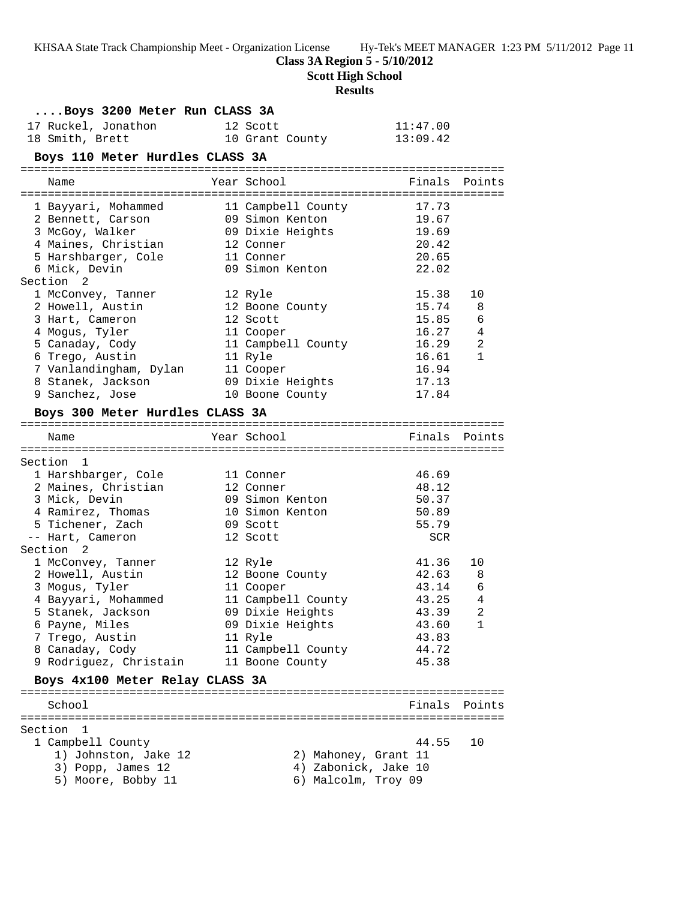**Class 3A Region 5 - 5/10/2012**

**Scott High School**

**Results**

### ....Boys 3200 Meter Run CLASS 3A

| | Name | Year | School | Finals | Points |
|---|---|---|---|---|---|
| 17 | Ruckel, Jonathon | 12 | Scott | 11:47.00 | |
| 18 | Smith, Brett | 10 | Grant County | 13:09.42 | |

### Boys 110 Meter Hurdles CLASS 3A

| | Name | Year | School | Finals | Points |
|---|---|---|---|---|---|
| 1 | Bayyari, Mohammed | 11 | Campbell County | 17.73 | |
| 2 | Bennett, Carson | 09 | Simon Kenton | 19.67 | |
| 3 | McGoy, Walker | 09 | Dixie Heights | 19.69 | |
| 4 | Maines, Christian | 12 | Conner | 20.42 | |
| 5 | Harshbarger, Cole | 11 | Conner | 20.65 | |
| 6 | Mick, Devin | 09 | Simon Kenton | 22.02 | |
| Section 2 | | | | | |
| 1 | McConvey, Tanner | 12 | Ryle | 15.38 | 10 |
| 2 | Howell, Austin | 12 | Boone County | 15.74 | 8 |
| 3 | Hart, Cameron | 12 | Scott | 15.85 | 6 |
| 4 | Mogus, Tyler | 11 | Cooper | 16.27 | 4 |
| 5 | Canaday, Cody | 11 | Campbell County | 16.29 | 2 |
| 6 | Trego, Austin | 11 | Ryle | 16.61 | 1 |
| 7 | Vanlandingham, Dylan | 11 | Cooper | 16.94 | |
| 8 | Stanek, Jackson | 09 | Dixie Heights | 17.13 | |
| 9 | Sanchez, Jose | 10 | Boone County | 17.84 | |

### Boys 300 Meter Hurdles CLASS 3A

| | Name | Year | School | Finals | Points |
|---|---|---|---|---|---|
| Section 1 | | | | | |
| 1 | Harshbarger, Cole | 11 | Conner | 46.69 | |
| 2 | Maines, Christian | 12 | Conner | 48.12 | |
| 3 | Mick, Devin | 09 | Simon Kenton | 50.37 | |
| 4 | Ramirez, Thomas | 10 | Simon Kenton | 50.89 | |
| 5 | Tichener, Zach | 09 | Scott | 55.79 | |
| -- | Hart, Cameron | 12 | Scott | SCR | |
| Section 2 | | | | | |
| 1 | McConvey, Tanner | 12 | Ryle | 41.36 | 10 |
| 2 | Howell, Austin | 12 | Boone County | 42.63 | 8 |
| 3 | Mogus, Tyler | 11 | Cooper | 43.14 | 6 |
| 4 | Bayyari, Mohammed | 11 | Campbell County | 43.25 | 4 |
| 5 | Stanek, Jackson | 09 | Dixie Heights | 43.39 | 2 |
| 6 | Payne, Miles | 09 | Dixie Heights | 43.60 | 1 |
| 7 | Trego, Austin | 11 | Ryle | 43.83 | |
| 8 | Canaday, Cody | 11 | Campbell County | 44.72 | |
| 9 | Rodriguez, Christain | 11 | Boone County | 45.38 | |

### Boys 4x100 Meter Relay CLASS 3A

| | School | Finals | Points |
|---|---|---|---|
| Section 1 | | | |
| 1 | Campbell County | 44.55 | 10 |

1) Johnston, Jake 12 2) Mahoney, Grant 11
3) Popp, James 12 4) Zabonick, Jake 10
5) Moore, Bobby 11 6) Malcolm, Troy 09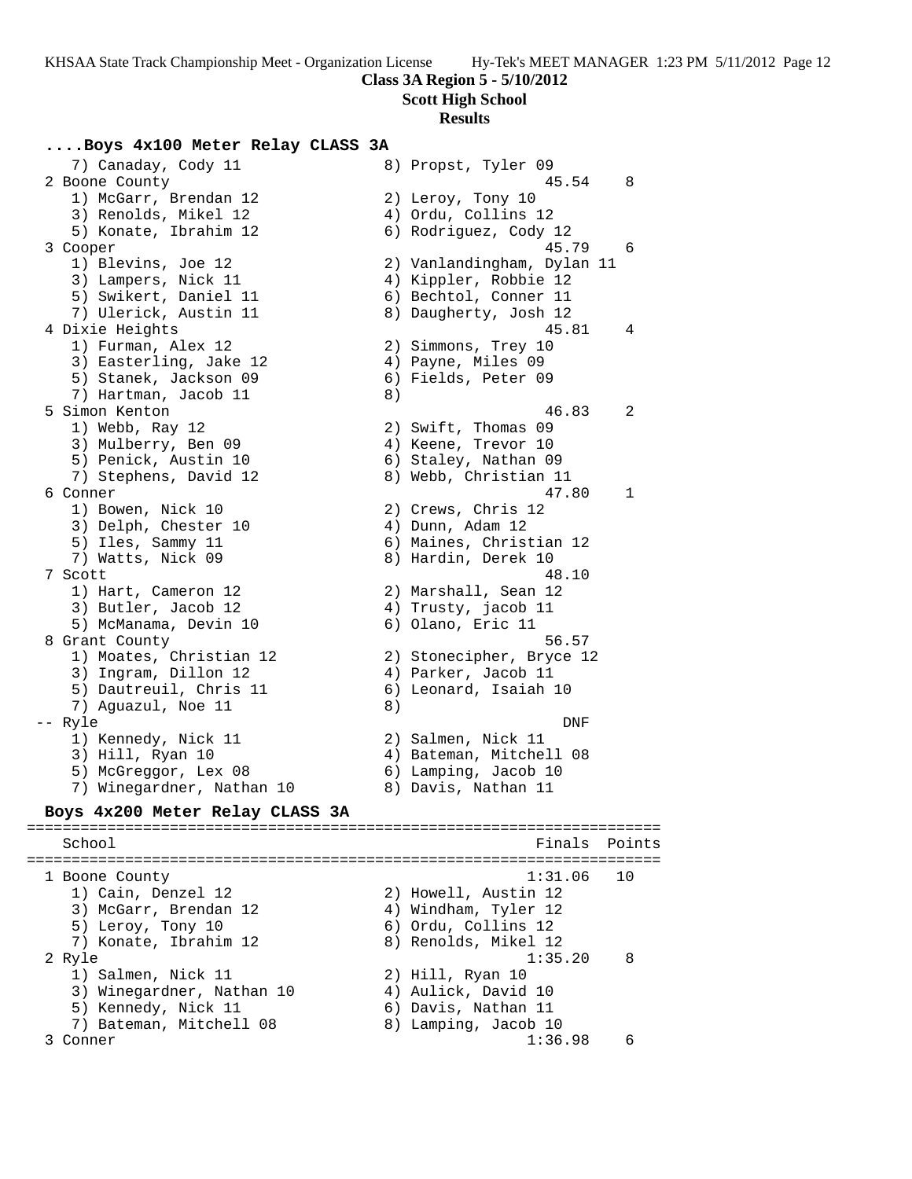**Class 3A Region 5 - 5/10/2012**
**Scott High School**
**Results**

### ....Boys 4x100 Meter Relay CLASS 3A

```
    7) Canaday, Cody 11              8) Propst, Tyler 09
  2 Boone County                                    45.54    8
    1) McGarr, Brendan 12            2) Leroy, Tony 10
    3) Renolds, Mikel 12             4) Ordu, Collins 12
    5) Konate, Ibrahim 12            6) Rodriguez, Cody 12
  3 Cooper                                          45.79    6
    1) Blevins, Joe 12               2) Vanlandingham, Dylan 11
    3) Lampers, Nick 11              4) Kippler, Robbie 12
    5) Swikert, Daniel 11            6) Bechtol, Conner 11
    7) Ulerick, Austin 11            8) Daugherty, Josh 12
  4 Dixie Heights                                   45.81    4
    1) Furman, Alex 12               2) Simmons, Trey 10
    3) Easterling, Jake 12           4) Payne, Miles 09
    5) Stanek, Jackson 09            6) Fields, Peter 09
    7) Hartman, Jacob 11             8)
  5 Simon Kenton                                    46.83    2
    1) Webb, Ray 12                  2) Swift, Thomas 09
    3) Mulberry, Ben 09              4) Keene, Trevor 10
    5) Penick, Austin 10             6) Staley, Nathan 09
    7) Stephens, David 12            8) Webb, Christian 11
  6 Conner                                          47.80    1
    1) Bowen, Nick 10                2) Crews, Chris 12
    3) Delph, Chester 10             4) Dunn, Adam 12
    5) Iles, Sammy 11                6) Maines, Christian 12
    7) Watts, Nick 09                8) Hardin, Derek 10
  7 Scott                                           48.10
    1) Hart, Cameron 12              2) Marshall, Sean 12
    3) Butler, Jacob 12              4) Trusty, jacob 11
    5) McManama, Devin 10            6) Olano, Eric 11
  8 Grant County                                    56.57
    1) Moates, Christian 12          2) Stonecipher, Bryce 12
    3) Ingram, Dillon 12             4) Parker, Jacob 11
    5) Dautreuil, Chris 11           6) Leonard, Isaiah 10
    7) Aguazul, Noe 11               8)
 -- Ryle                                              DNF
    1) Kennedy, Nick 11              2) Salmen, Nick 11
    3) Hill, Ryan 10                 4) Bateman, Mitchell 08
    5) McGreggor, Lex 08             6) Lamping, Jacob 10
    7) Winegardner, Nathan 10        8) Davis, Nathan 11
```

### Boys 4x200 Meter Relay CLASS 3A

```
=======================================================================
    School                                            Finals  Points
=======================================================================
  1 Boone County                                    1:31.06   10
    1) Cain, Denzel 12               2) Howell, Austin 12
    3) McGarr, Brendan 12            4) Windham, Tyler 12
    5) Leroy, Tony 10                6) Ordu, Collins 12
    7) Konate, Ibrahim 12            8) Renolds, Mikel 12
  2 Ryle                                            1:35.20    8
    1) Salmen, Nick 11               2) Hill, Ryan 10
    3) Winegardner, Nathan 10        4) Aulick, David 10
    5) Kennedy, Nick 11              6) Davis, Nathan 11
    7) Bateman, Mitchell 08          8) Lamping, Jacob 10
  3 Conner                                          1:36.98    6
```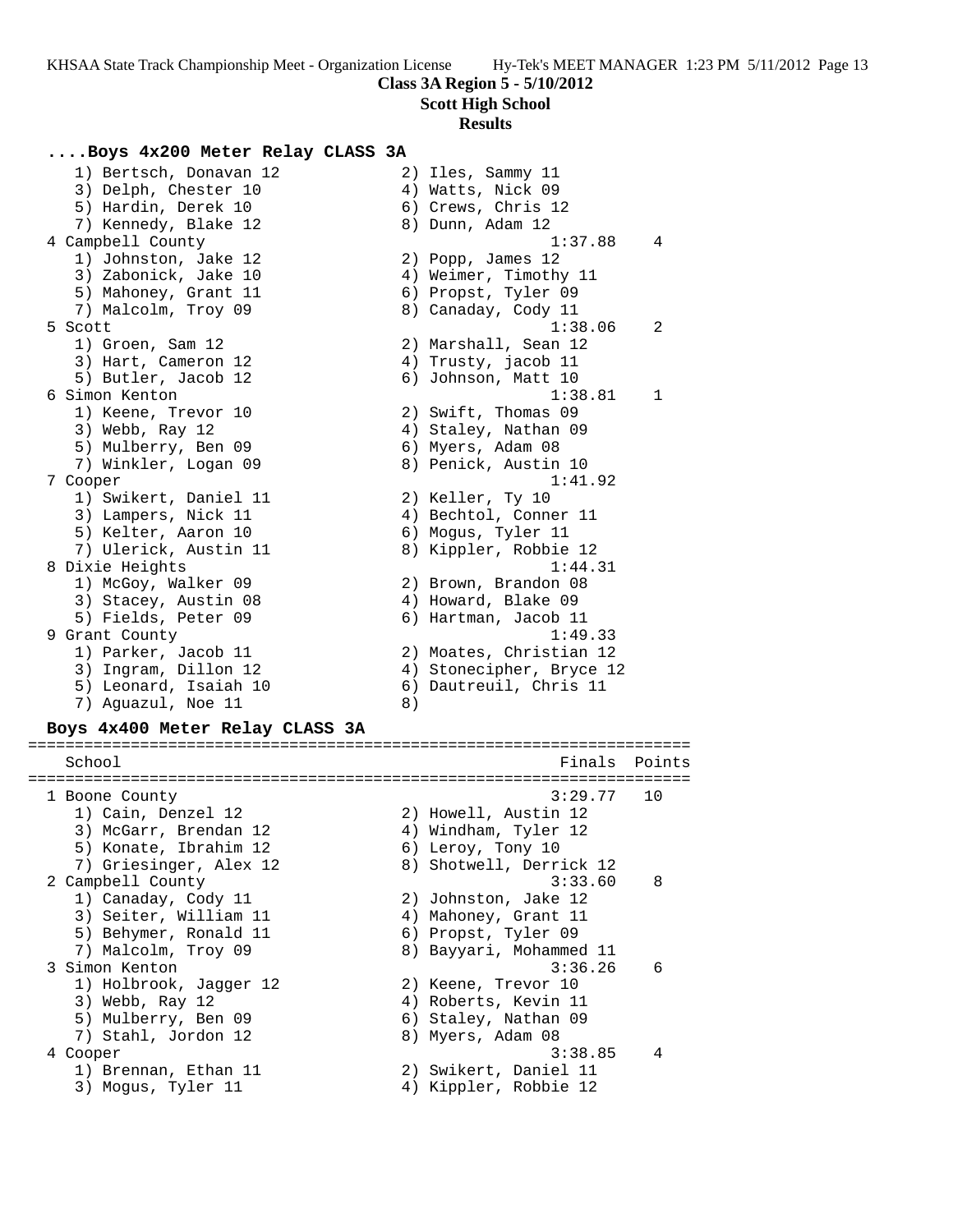**Class 3A Region 5 - 5/10/2012**
**Scott High School**
**Results**

### ....Boys 4x200 Meter Relay CLASS 3A

```
   1) Bertsch, Donavan 12            2) Iles, Sammy 11
   3) Delph, Chester 10              4) Watts, Nick 09
   5) Hardin, Derek 10               6) Crews, Chris 12
   7) Kennedy, Blake 12              8) Dunn, Adam 12
 4 Campbell County                                1:37.88    4
   1) Johnston, Jake 12              2) Popp, James 12
   3) Zabonick, Jake 10              4) Weimer, Timothy 11
   5) Mahoney, Grant 11              6) Propst, Tyler 09
   7) Malcolm, Troy 09               8) Canaday, Cody 11
 5 Scott                                          1:38.06    2
   1) Groen, Sam 12                  2) Marshall, Sean 12
   3) Hart, Cameron 12               4) Trusty, jacob 11
   5) Butler, Jacob 12               6) Johnson, Matt 10
 6 Simon Kenton                                   1:38.81    1
   1) Keene, Trevor 10               2) Swift, Thomas 09
   3) Webb, Ray 12                   4) Staley, Nathan 09
   5) Mulberry, Ben 09               6) Myers, Adam 08
   7) Winkler, Logan 09              8) Penick, Austin 10
 7 Cooper                                         1:41.92
   1) Swikert, Daniel 11             2) Keller, Ty 10
   3) Lampers, Nick 11               4) Bechtol, Conner 11
   5) Kelter, Aaron 10               6) Mogus, Tyler 11
   7) Ulerick, Austin 11             8) Kippler, Robbie 12
 8 Dixie Heights                                  1:44.31
   1) McGoy, Walker 09               2) Brown, Brandon 08
   3) Stacey, Austin 08              4) Howard, Blake 09
   5) Fields, Peter 09               6) Hartman, Jacob 11
 9 Grant County                                   1:49.33
   1) Parker, Jacob 11               2) Moates, Christian 12
   3) Ingram, Dillon 12              4) Stonecipher, Bryce 12
   5) Leonard, Isaiah 10             6) Dautreuil, Chris 11
   7) Aguazul, Noe 11                8)
```

### Boys 4x400 Meter Relay CLASS 3A

```
=======================================================================
    School                                               Finals  Points
=======================================================================
  1 Boone County                                        3:29.77   10
     1) Cain, Denzel 12                2) Howell, Austin 12
     3) McGarr, Brendan 12             4) Windham, Tyler 12
     5) Konate, Ibrahim 12             6) Leroy, Tony 10
     7) Griesinger, Alex 12            8) Shotwell, Derrick 12
  2 Campbell County                                     3:33.60    8
     1) Canaday, Cody 11               2) Johnston, Jake 12
     3) Seiter, William 11             4) Mahoney, Grant 11
     5) Behymer, Ronald 11             6) Propst, Tyler 09
     7) Malcolm, Troy 09               8) Bayyari, Mohammed 11
  3 Simon Kenton                                        3:36.26    6
     1) Holbrook, Jagger 12            2) Keene, Trevor 10
     3) Webb, Ray 12                   4) Roberts, Kevin 11
     5) Mulberry, Ben 09               6) Staley, Nathan 09
     7) Stahl, Jordon 12               8) Myers, Adam 08
  4 Cooper                                              3:38.85    4
     1) Brennan, Ethan 11              2) Swikert, Daniel 11
     3) Mogus, Tyler 11                4) Kippler, Robbie 12
```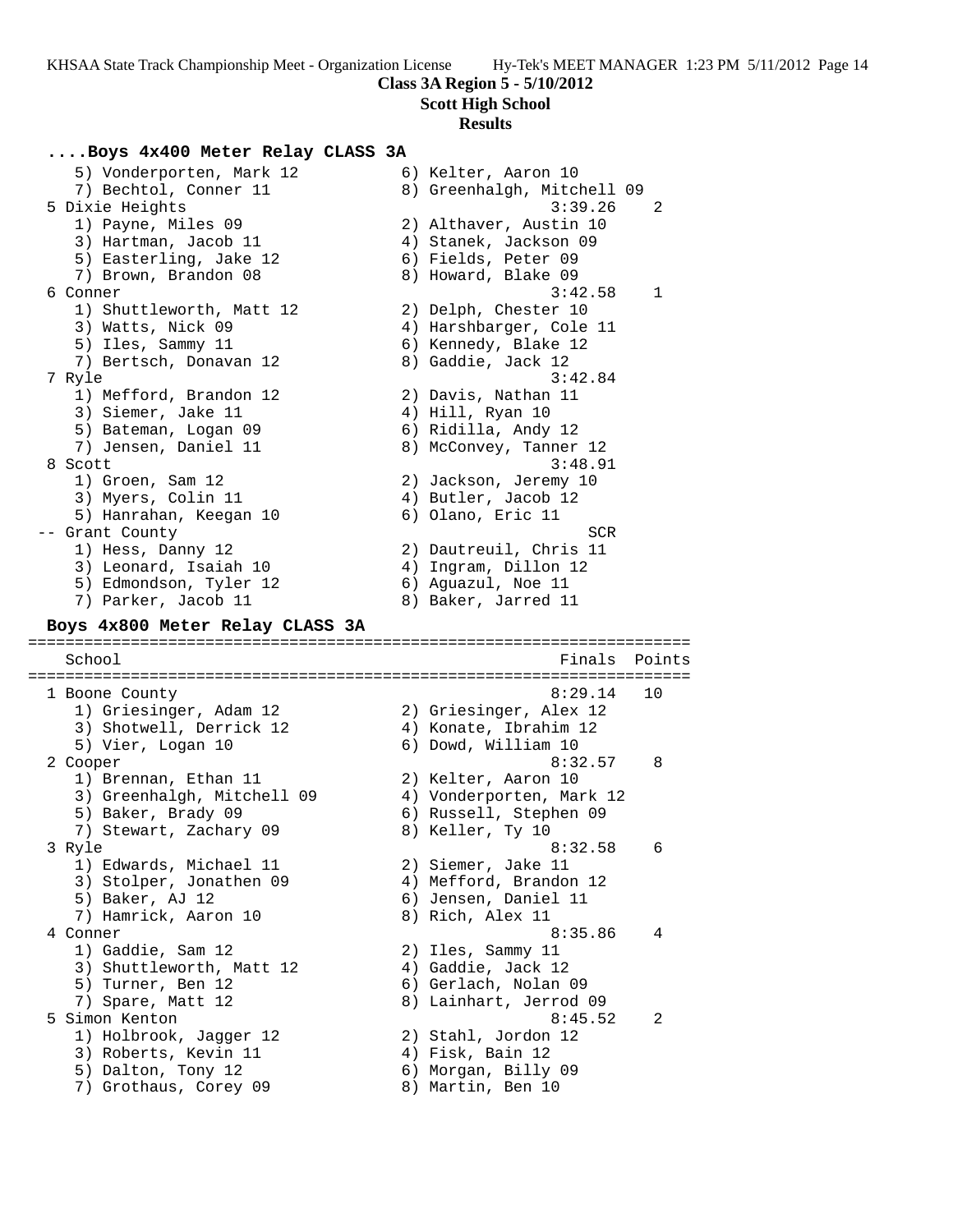**Class 3A Region 5 - 5/10/2012**
**Scott High School**
**Results**

### ....Boys 4x400 Meter Relay CLASS 3A

```
    5) Vonderporten, Mark 12           6) Kelter, Aaron 10
    7) Bechtol, Conner 11              8) Greenhalgh, Mitchell 09
  5 Dixie Heights                                   3:39.26    2
    1) Payne, Miles 09                 2) Althaver, Austin 10
    3) Hartman, Jacob 11               4) Stanek, Jackson 09
    5) Easterling, Jake 12             6) Fields, Peter 09
    7) Brown, Brandon 08               8) Howard, Blake 09
  6 Conner                                          3:42.58    1
    1) Shuttleworth, Matt 12           2) Delph, Chester 10
    3) Watts, Nick 09                  4) Harshbarger, Cole 11
    5) Iles, Sammy 11                  6) Kennedy, Blake 12
    7) Bertsch, Donavan 12             8) Gaddie, Jack 12
  7 Ryle                                            3:42.84
    1) Mefford, Brandon 12             2) Davis, Nathan 11
    3) Siemer, Jake 11                 4) Hill, Ryan 10
    5) Bateman, Logan 09               6) Ridilla, Andy 12
    7) Jensen, Daniel 11               8) McConvey, Tanner 12
  8 Scott                                           3:48.91
    1) Groen, Sam 12                   2) Jackson, Jeremy 10
    3) Myers, Colin 11                 4) Butler, Jacob 12
    5) Hanrahan, Keegan 10             6) Olano, Eric 11
 -- Grant County                                        SCR
    1) Hess, Danny 12                  2) Dautreuil, Chris 11
    3) Leonard, Isaiah 10              4) Ingram, Dillon 12
    5) Edmondson, Tyler 12             6) Aguazul, Noe 11
    7) Parker, Jacob 11                8) Baker, Jarred 11
```

### Boys 4x800 Meter Relay CLASS 3A

```
======================================================================
    School                                            Finals  Points
======================================================================
  1 Boone County                                    8:29.14   10
    1) Griesinger, Adam 12             2) Griesinger, Alex 12
    3) Shotwell, Derrick 12            4) Konate, Ibrahim 12
    5) Vier, Logan 10                  6) Dowd, William 10
  2 Cooper                                          8:32.57    8
    1) Brennan, Ethan 11               2) Kelter, Aaron 10
    3) Greenhalgh, Mitchell 09         4) Vonderporten, Mark 12
    5) Baker, Brady 09                 6) Russell, Stephen 09
    7) Stewart, Zachary 09             8) Keller, Ty 10
  3 Ryle                                            8:32.58    6
    1) Edwards, Michael 11             2) Siemer, Jake 11
    3) Stolper, Jonathen 09            4) Mefford, Brandon 12
    5) Baker, AJ 12                    6) Jensen, Daniel 11
    7) Hamrick, Aaron 10               8) Rich, Alex 11
  4 Conner                                          8:35.86    4
    1) Gaddie, Sam 12                  2) Iles, Sammy 11
    3) Shuttleworth, Matt 12           4) Gaddie, Jack 12
    5) Turner, Ben 12                  6) Gerlach, Nolan 09
    7) Spare, Matt 12                  8) Lainhart, Jerrod 09
  5 Simon Kenton                                    8:45.52    2
    1) Holbrook, Jagger 12             2) Stahl, Jordon 12
    3) Roberts, Kevin 11               4) Fisk, Bain 12
    5) Dalton, Tony 12                 6) Morgan, Billy 09
    7) Grothaus, Corey 09              8) Martin, Ben 10
```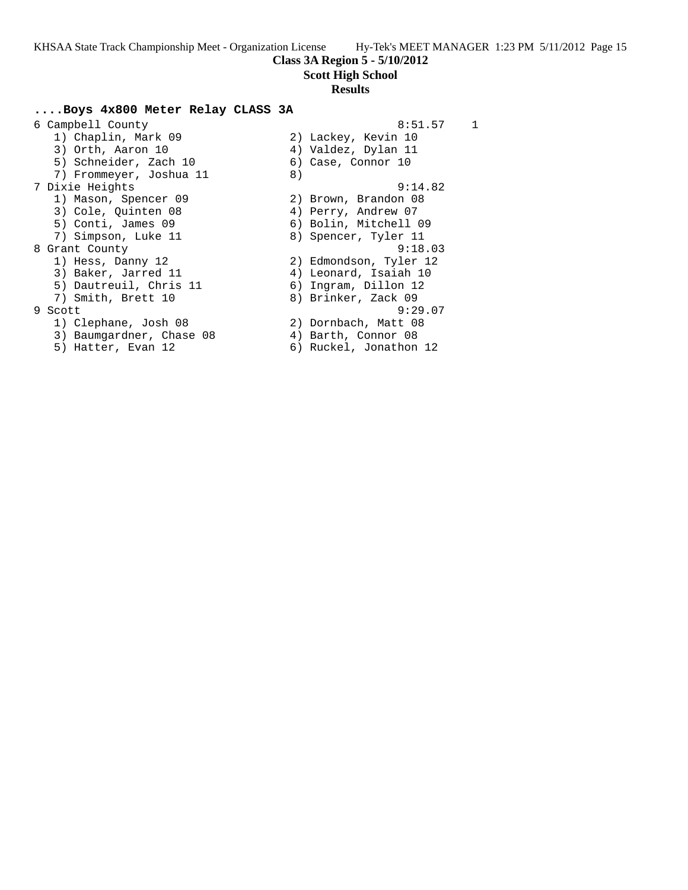**Class 3A Region 5 - 5/10/2012**

**Scott High School**

**Results**

### ....Boys 4x800 Meter Relay CLASS 3A

```
6 Campbell County                                  8:51.57    1
   1) Chaplin, Mark 09               2) Lackey, Kevin 10
   3) Orth, Aaron 10                 4) Valdez, Dylan 11
   5) Schneider, Zach 10             6) Case, Connor 10
   7) Frommeyer, Joshua 11           8)
7 Dixie Heights                                    9:14.82
   1) Mason, Spencer 09              2) Brown, Brandon 08
   3) Cole, Quinten 08               4) Perry, Andrew 07
   5) Conti, James 09                6) Bolin, Mitchell 09
   7) Simpson, Luke 11               8) Spencer, Tyler 11
8 Grant County                                     9:18.03
   1) Hess, Danny 12                 2) Edmondson, Tyler 12
   3) Baker, Jarred 11               4) Leonard, Isaiah 10
   5) Dautreuil, Chris 11            6) Ingram, Dillon 12
   7) Smith, Brett 10                8) Brinker, Zack 09
9 Scott                                            9:29.07
   1) Clephane, Josh 08              2) Dornbach, Matt 08
   3) Baumgardner, Chase 08          4) Barth, Connor 08
   5) Hatter, Evan 12                6) Ruckel, Jonathon 12
```